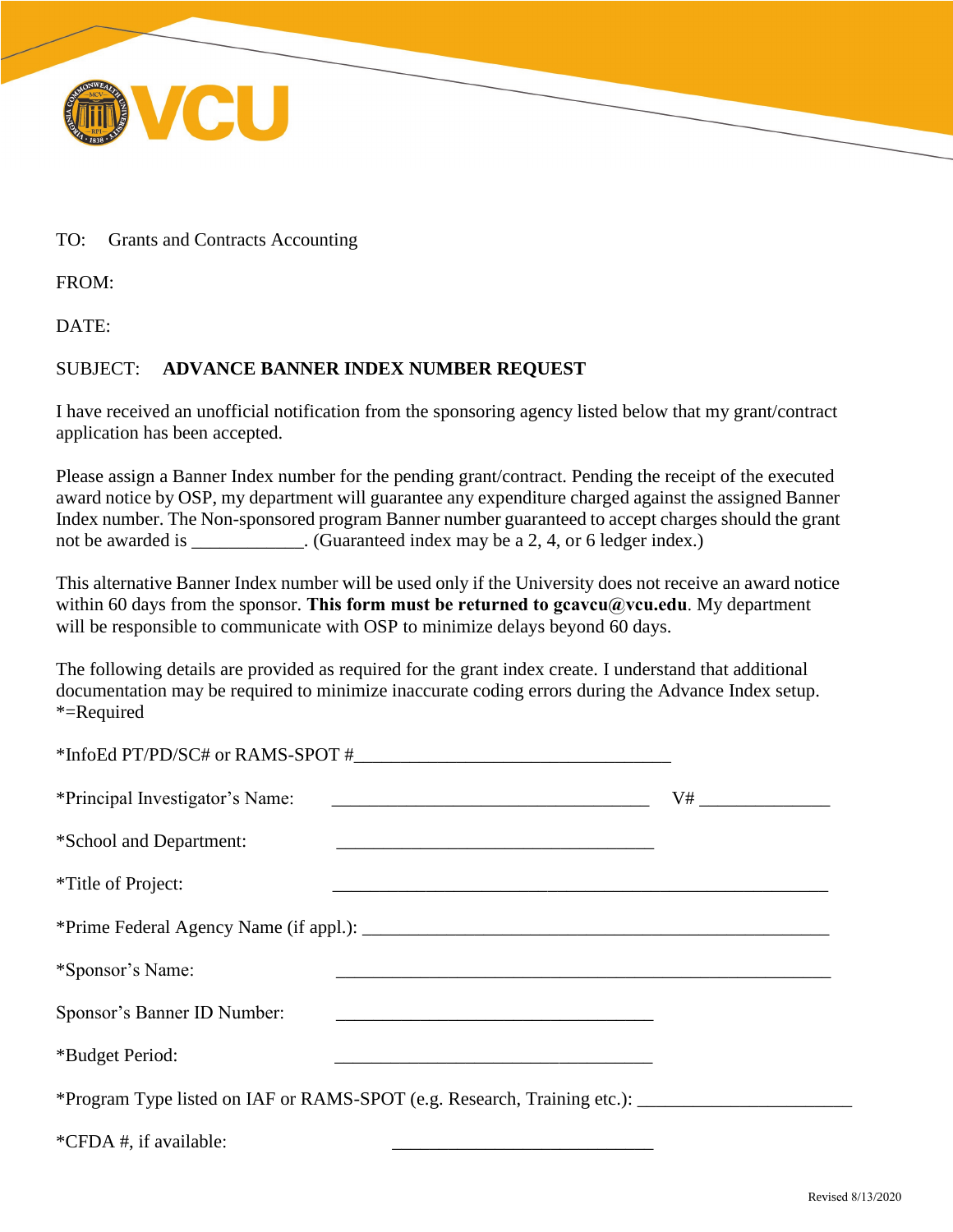VCU

TO: Grants and Contracts Accounting

FROM:

DATE:

SUBJECT: **ADVANCE BANNER INDEX NUMBER REQUEST**

I have received an unofficial notification from the sponsoring agency listed below that my grant/contract application has been accepted.

Please assign a Banner Index number for the pending grant/contract. Pending the receipt of the executed award notice by OSP, my department will guarantee any expenditure charged against the assigned Banner Index number. The Non-sponsored program Banner number guaranteed to accept charges should the grant not be awarded is ____________. (Guaranteed index may be a 2, 4, or 6 ledger index.)

This alternative Banner Index number will be used only if the University does not receive an award notice within 60 days from the sponsor. **This form must be returned to gcavcu@vcu.edu**. My department will be responsible to communicate with OSP to minimize delays beyond 60 days.

The following details are provided as required for the grant index create. I understand that additional documentation may be required to minimize inaccurate coding errors during the Advance Index setup.
*=Required

*InfoEd PT/PD/SC# or RAMS-SPOT #__________________________________

*Principal Investigator's Name: __________________________________ V# ______________

*School and Department: __________________________________

*Title of Project: ______________________________________________________

*Prime Federal Agency Name (if appl.): ______________________________________________________

*Sponsor's Name: ______________________________________________________

Sponsor's Banner ID Number: __________________________________

*Budget Period: __________________________________

*Program Type listed on IAF or RAMS-SPOT (e.g. Research, Training etc.): _______________________

*CFDA #, if available: ____________________________

Revised 8/13/2020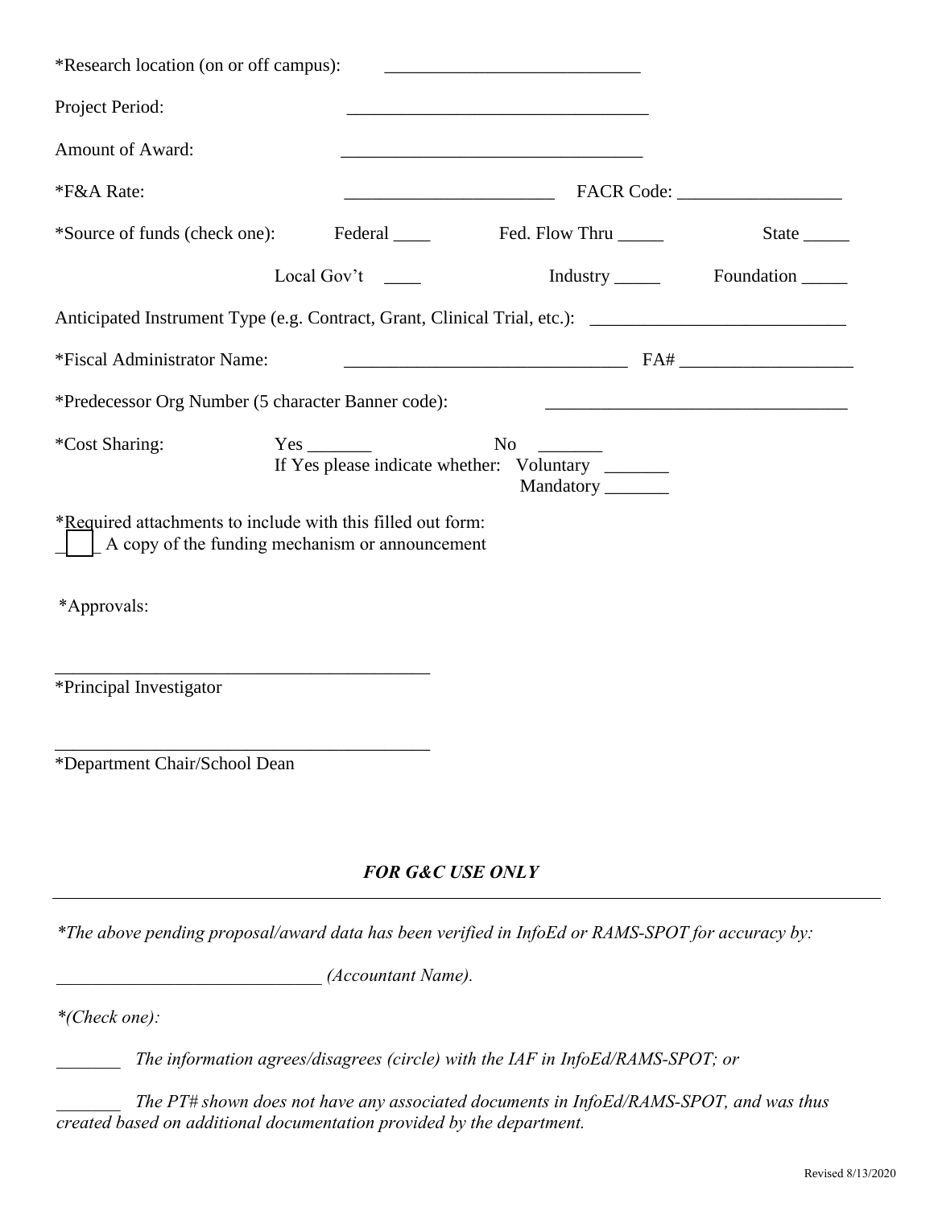*Research location (on or off campus): ____________________________

Project Period: ________________________________

Amount of Award: ________________________________

*F&A Rate: ______________________ FACR Code: __________________

*Source of funds (check one): Federal ____ Fed. Flow Thru _____ State _____

Local Gov't ____ Industry _____ Foundation _____

Anticipated Instrument Type (e.g. Contract, Grant, Clinical Trial, etc.): ____________________________

*Fiscal Administrator Name: ______________________________ FA# ___________________

*Predecessor Org Number (5 character Banner code): ________________________________

*Cost Sharing: Yes _______ No _______
If Yes please indicate whether: Voluntary _______
Mandatory _______

*Required attachments to include with this filled out form:
☐ A copy of the funding mechanism or announcement

*Approvals:

________________________________________
*Principal Investigator

________________________________________
*Department Chair/School Dean

***FOR G&C USE ONLY***

---

*\*The above pending proposal/award data has been verified in InfoEd or RAMS-SPOT for accuracy by:*

_____________________________ *(Accountant Name).*

*\*(Check one):*

_______ *The information agrees/disagrees (circle) with the IAF in InfoEd/RAMS-SPOT; or*

_______ *The PT# shown does not have any associated documents in InfoEd/RAMS-SPOT, and was thus created based on additional documentation provided by the department.*

Revised 8/13/2020